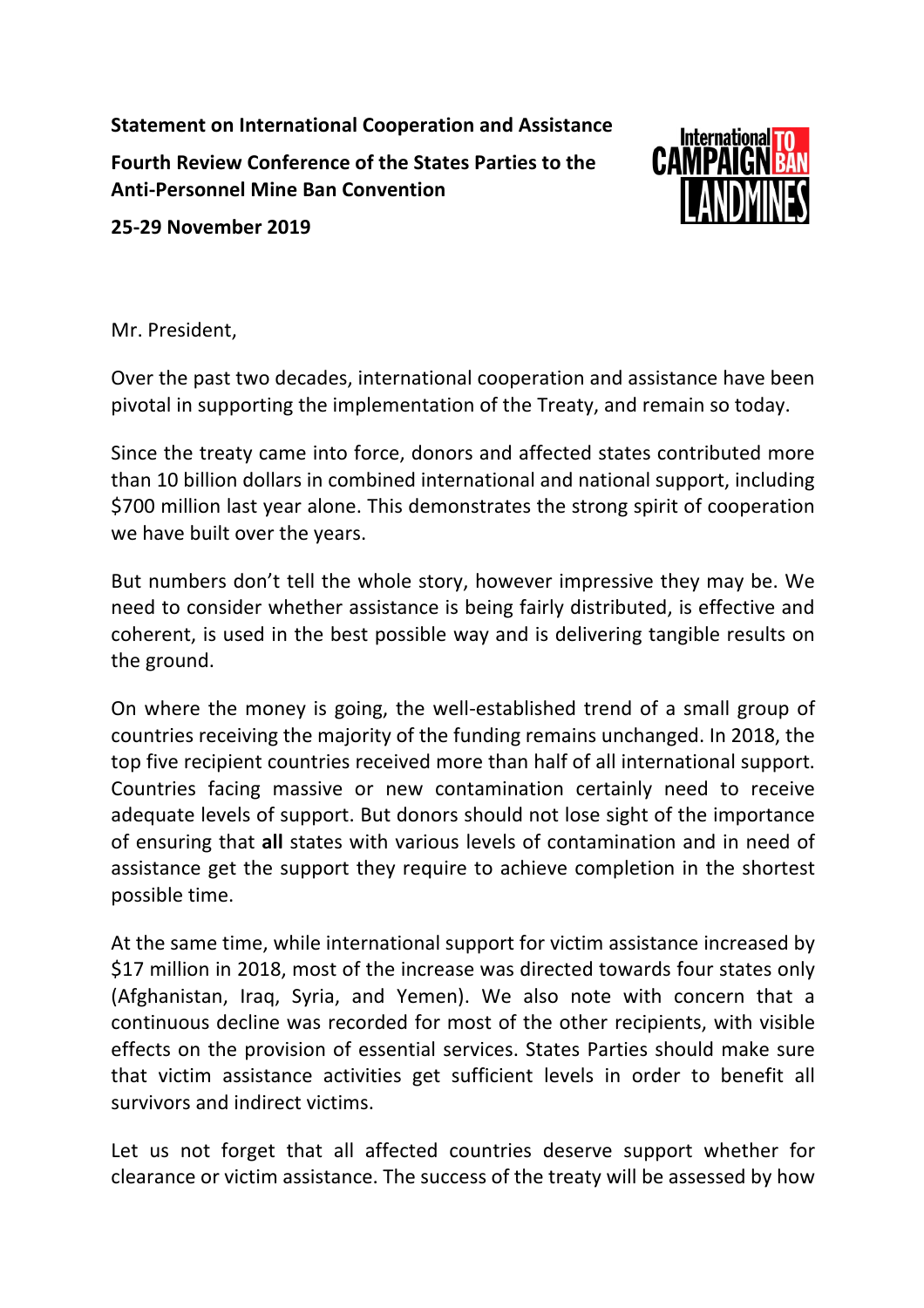**Statement on International Cooperation and Assistance**

**Fourth Review Conference of the States Parties to the Anti-Personnel Mine Ban Convention**

**25-29 November 2019**

Mr. President,

Over the past two decades, international cooperation and assistance have been pivotal in supporting the implementation of the Treaty, and remain so today.

Since the treaty came into force, donors and affected states contributed more than 10 billion dollars in combined international and national support, including $700 million last year alone. This demonstrates the strong spirit of cooperation we have built over the years.

But numbers don't tell the whole story, however impressive they may be. We need to consider whether assistance is being fairly distributed, is effective and coherent, is used in the best possible way and is delivering tangible results on the ground.

On where the money is going, the well-established trend of a small group of countries receiving the majority of the funding remains unchanged. In 2018, the top five recipient countries received more than half of all international support. Countries facing massive or new contamination certainly need to receive adequate levels of support. But donors should not lose sight of the importance of ensuring that **all** states with various levels of contamination and in need of assistance get the support they require to achieve completion in the shortest possible time.

At the same time, while international support for victim assistance increased by $17 million in 2018, most of the increase was directed towards four states only (Afghanistan, Iraq, Syria, and Yemen). We also note with concern that a continuous decline was recorded for most of the other recipients, with visible effects on the provision of essential services. States Parties should make sure that victim assistance activities get sufficient levels in order to benefit all survivors and indirect victims.

Let us not forget that all affected countries deserve support whether for clearance or victim assistance. The success of the treaty will be assessed by how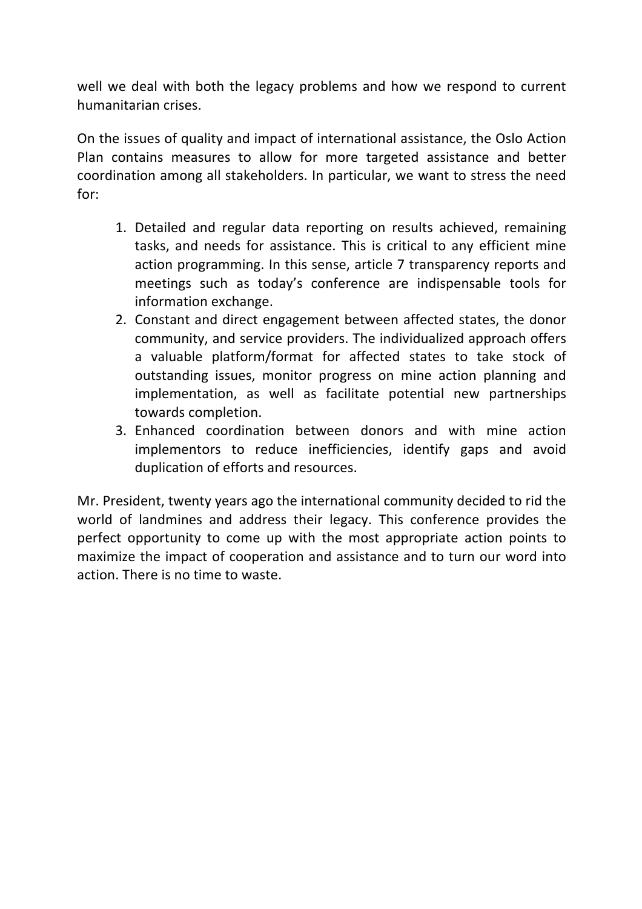well we deal with both the legacy problems and how we respond to current humanitarian crises.

On the issues of quality and impact of international assistance, the Oslo Action Plan contains measures to allow for more targeted assistance and better coordination among all stakeholders. In particular, we want to stress the need for:

1. Detailed and regular data reporting on results achieved, remaining tasks, and needs for assistance. This is critical to any efficient mine action programming. In this sense, article 7 transparency reports and meetings such as today's conference are indispensable tools for information exchange.
2. Constant and direct engagement between affected states, the donor community, and service providers. The individualized approach offers a valuable platform/format for affected states to take stock of outstanding issues, monitor progress on mine action planning and implementation, as well as facilitate potential new partnerships towards completion.
3. Enhanced coordination between donors and with mine action implementors to reduce inefficiencies, identify gaps and avoid duplication of efforts and resources.

Mr. President, twenty years ago the international community decided to rid the world of landmines and address their legacy. This conference provides the perfect opportunity to come up with the most appropriate action points to maximize the impact of cooperation and assistance and to turn our word into action. There is no time to waste.